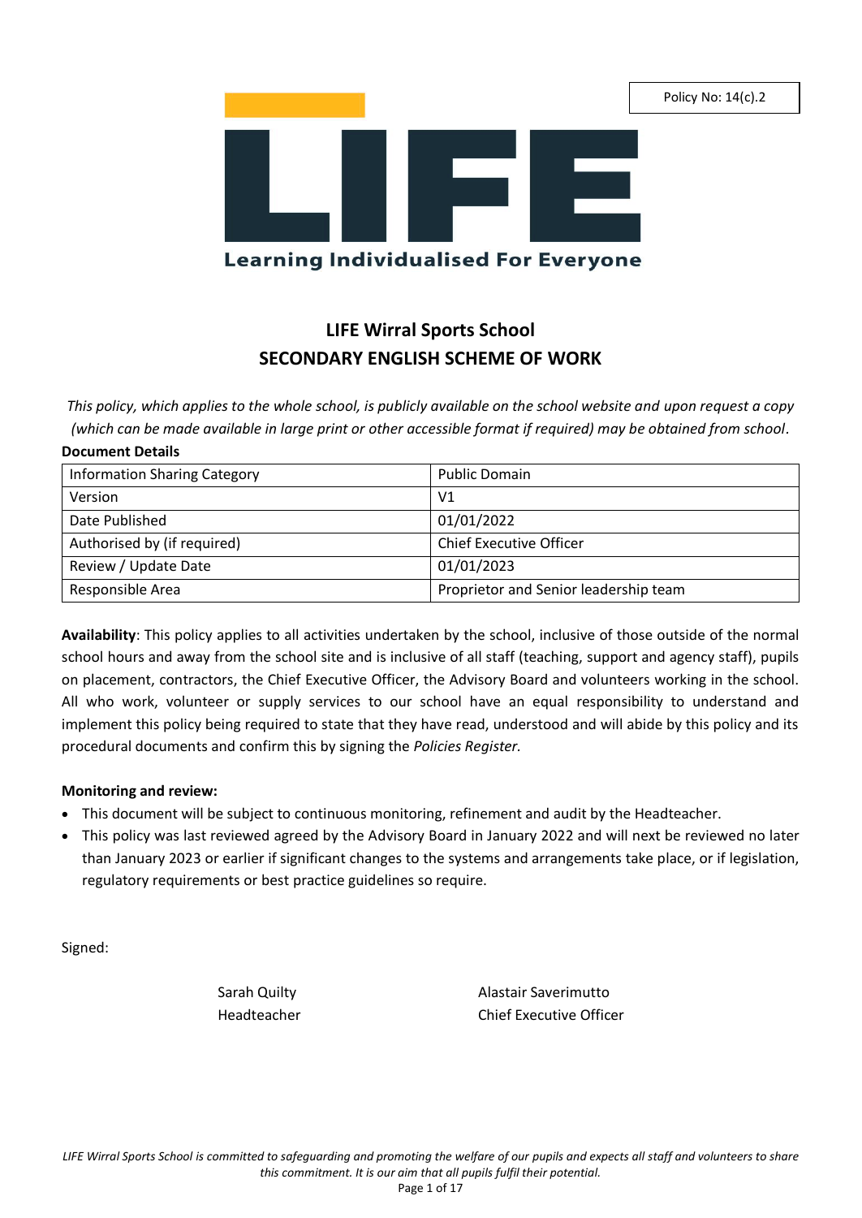Policy No: 14(c).2

LIFE

Learning Individualised For Everyone

# LIFE Wirral Sports School
# SECONDARY ENGLISH SCHEME OF WORK

*This policy, which applies to the whole school, is publicly available on the school website and upon request a copy (which can be made available in large print or other accessible format if required) may be obtained from school*.

**Document Details**

| Information Sharing Category | Public Domain |
|---|---|
| Version | V1 |
| Date Published | 01/01/2022 |
| Authorised by (if required) | Chief Executive Officer |
| Review / Update Date | 01/01/2023 |
| Responsible Area | Proprietor and Senior leadership team |

**Availability**: This policy applies to all activities undertaken by the school, inclusive of those outside of the normal school hours and away from the school site and is inclusive of all staff (teaching, support and agency staff), pupils on placement, contractors, the Chief Executive Officer, the Advisory Board and volunteers working in the school. All who work, volunteer or supply services to our school have an equal responsibility to understand and implement this policy being required to state that they have read, understood and will abide by this policy and its procedural documents and confirm this by signing the *Policies Register.*

**Monitoring and review:**

- This document will be subject to continuous monitoring, refinement and audit by the Headteacher.
- This policy was last reviewed agreed by the Advisory Board in January 2022 and will next be reviewed no later than January 2023 or earlier if significant changes to the systems and arrangements take place, or if legislation, regulatory requirements or best practice guidelines so require.

Signed:

Sarah Quilty
Headteacher

Alastair Saverimutto
Chief Executive Officer

*LIFE Wirral Sports School is committed to safeguarding and promoting the welfare of our pupils and expects all staff and volunteers to share this commitment. It is our aim that all pupils fulfil their potential.*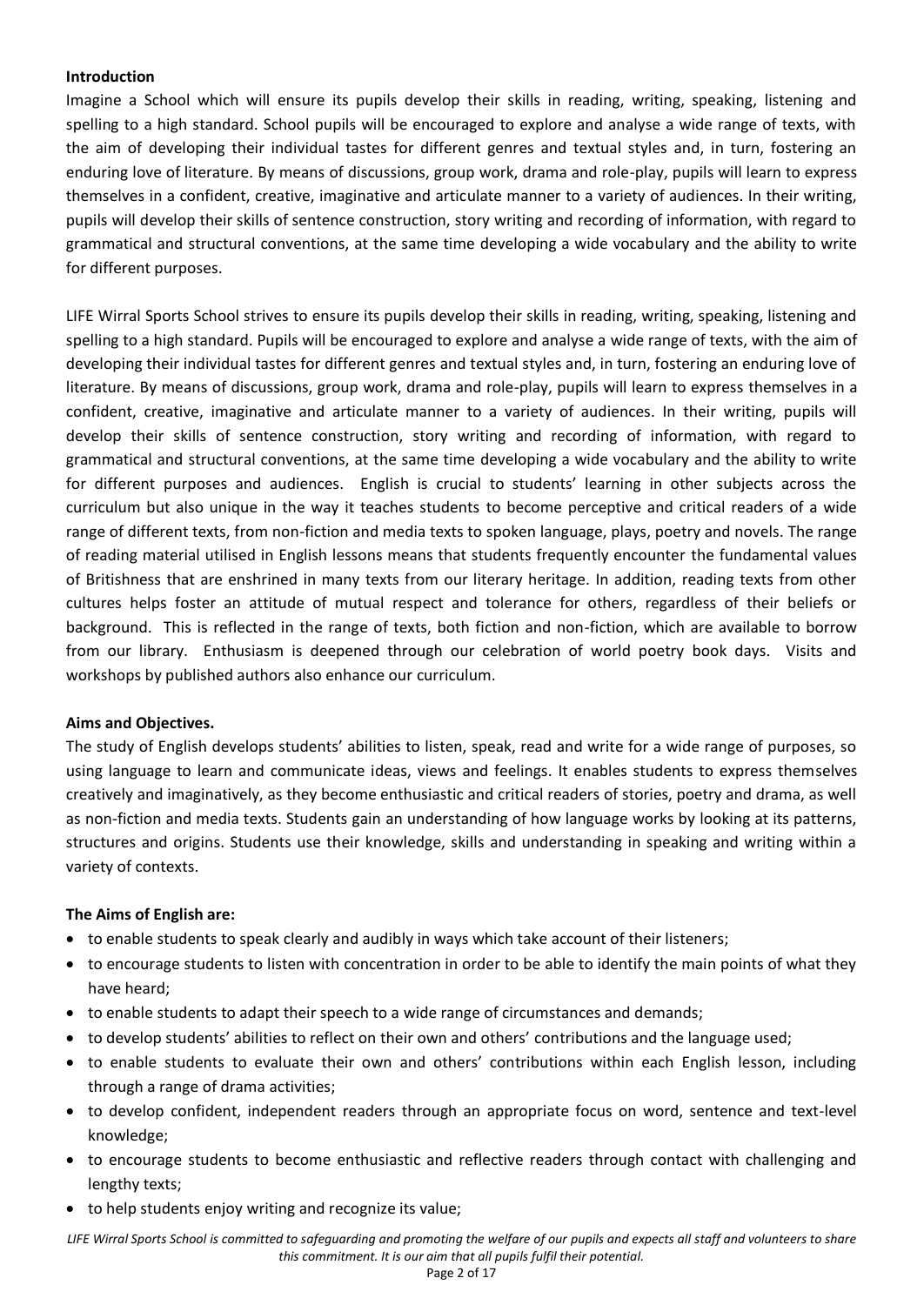**Introduction**

Imagine a School which will ensure its pupils develop their skills in reading, writing, speaking, listening and spelling to a high standard. School pupils will be encouraged to explore and analyse a wide range of texts, with the aim of developing their individual tastes for different genres and textual styles and, in turn, fostering an enduring love of literature. By means of discussions, group work, drama and role-play, pupils will learn to express themselves in a confident, creative, imaginative and articulate manner to a variety of audiences. In their writing, pupils will develop their skills of sentence construction, story writing and recording of information, with regard to grammatical and structural conventions, at the same time developing a wide vocabulary and the ability to write for different purposes.

LIFE Wirral Sports School strives to ensure its pupils develop their skills in reading, writing, speaking, listening and spelling to a high standard. Pupils will be encouraged to explore and analyse a wide range of texts, with the aim of developing their individual tastes for different genres and textual styles and, in turn, fostering an enduring love of literature. By means of discussions, group work, drama and role-play, pupils will learn to express themselves in a confident, creative, imaginative and articulate manner to a variety of audiences. In their writing, pupils will develop their skills of sentence construction, story writing and recording of information, with regard to grammatical and structural conventions, at the same time developing a wide vocabulary and the ability to write for different purposes and audiences. English is crucial to students' learning in other subjects across the curriculum but also unique in the way it teaches students to become perceptive and critical readers of a wide range of different texts, from non-fiction and media texts to spoken language, plays, poetry and novels. The range of reading material utilised in English lessons means that students frequently encounter the fundamental values of Britishness that are enshrined in many texts from our literary heritage. In addition, reading texts from other cultures helps foster an attitude of mutual respect and tolerance for others, regardless of their beliefs or background. This is reflected in the range of texts, both fiction and non-fiction, which are available to borrow from our library. Enthusiasm is deepened through our celebration of world poetry book days. Visits and workshops by published authors also enhance our curriculum.

**Aims and Objectives.**

The study of English develops students' abilities to listen, speak, read and write for a wide range of purposes, so using language to learn and communicate ideas, views and feelings. It enables students to express themselves creatively and imaginatively, as they become enthusiastic and critical readers of stories, poetry and drama, as well as non-fiction and media texts. Students gain an understanding of how language works by looking at its patterns, structures and origins. Students use their knowledge, skills and understanding in speaking and writing within a variety of contexts.

**The Aims of English are:**

- to enable students to speak clearly and audibly in ways which take account of their listeners;
- to encourage students to listen with concentration in order to be able to identify the main points of what they have heard;
- to enable students to adapt their speech to a wide range of circumstances and demands;
- to develop students' abilities to reflect on their own and others' contributions and the language used;
- to enable students to evaluate their own and others' contributions within each English lesson, including through a range of drama activities;
- to develop confident, independent readers through an appropriate focus on word, sentence and text-level knowledge;
- to encourage students to become enthusiastic and reflective readers through contact with challenging and lengthy texts;
- to help students enjoy writing and recognize its value;

*LIFE Wirral Sports School is committed to safeguarding and promoting the welfare of our pupils and expects all staff and volunteers to share this commitment. It is our aim that all pupils fulfil their potential.*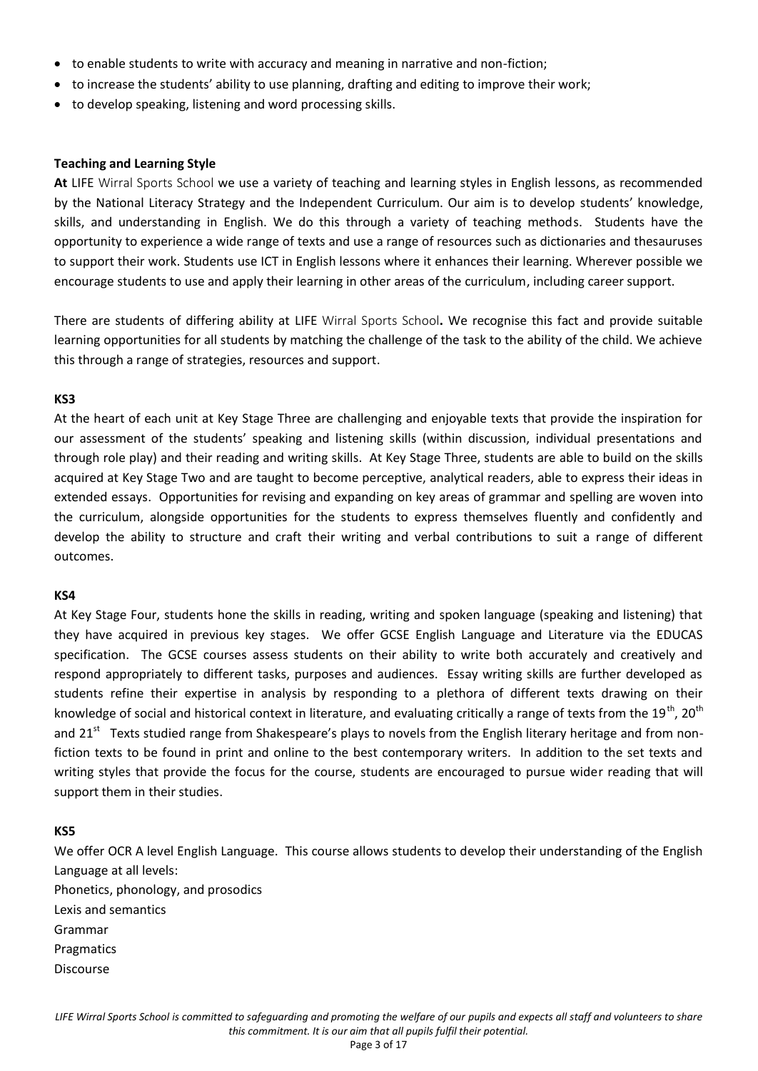- to enable students to write with accuracy and meaning in narrative and non-fiction;
- to increase the students' ability to use planning, drafting and editing to improve their work;
- to develop speaking, listening and word processing skills.

**Teaching and Learning Style**

**At** LIFE Wirral Sports School we use a variety of teaching and learning styles in English lessons, as recommended by the National Literacy Strategy and the Independent Curriculum. Our aim is to develop students' knowledge, skills, and understanding in English. We do this through a variety of teaching methods. Students have the opportunity to experience a wide range of texts and use a range of resources such as dictionaries and thesauruses to support their work. Students use ICT in English lessons where it enhances their learning. Wherever possible we encourage students to use and apply their learning in other areas of the curriculum, including career support.

There are students of differing ability at LIFE Wirral Sports School**.** We recognise this fact and provide suitable learning opportunities for all students by matching the challenge of the task to the ability of the child. We achieve this through a range of strategies, resources and support.

**KS3**

At the heart of each unit at Key Stage Three are challenging and enjoyable texts that provide the inspiration for our assessment of the students' speaking and listening skills (within discussion, individual presentations and through role play) and their reading and writing skills. At Key Stage Three, students are able to build on the skills acquired at Key Stage Two and are taught to become perceptive, analytical readers, able to express their ideas in extended essays. Opportunities for revising and expanding on key areas of grammar and spelling are woven into the curriculum, alongside opportunities for the students to express themselves fluently and confidently and develop the ability to structure and craft their writing and verbal contributions to suit a range of different outcomes.

**KS4**

At Key Stage Four, students hone the skills in reading, writing and spoken language (speaking and listening) that they have acquired in previous key stages. We offer GCSE English Language and Literature via the EDUCAS specification. The GCSE courses assess students on their ability to write both accurately and creatively and respond appropriately to different tasks, purposes and audiences. Essay writing skills are further developed as students refine their expertise in analysis by responding to a plethora of different texts drawing on their knowledge of social and historical context in literature, and evaluating critically a range of texts from the 19th, 20th and 21st Texts studied range from Shakespeare's plays to novels from the English literary heritage and from non-fiction texts to be found in print and online to the best contemporary writers. In addition to the set texts and writing styles that provide the focus for the course, students are encouraged to pursue wider reading that will support them in their studies.

**KS5**

We offer OCR A level English Language. This course allows students to develop their understanding of the English Language at all levels:

Phonetics, phonology, and prosodics
Lexis and semantics
Grammar
Pragmatics
Discourse

*LIFE Wirral Sports School is committed to safeguarding and promoting the welfare of our pupils and expects all staff and volunteers to share this commitment. It is our aim that all pupils fulfil their potential.*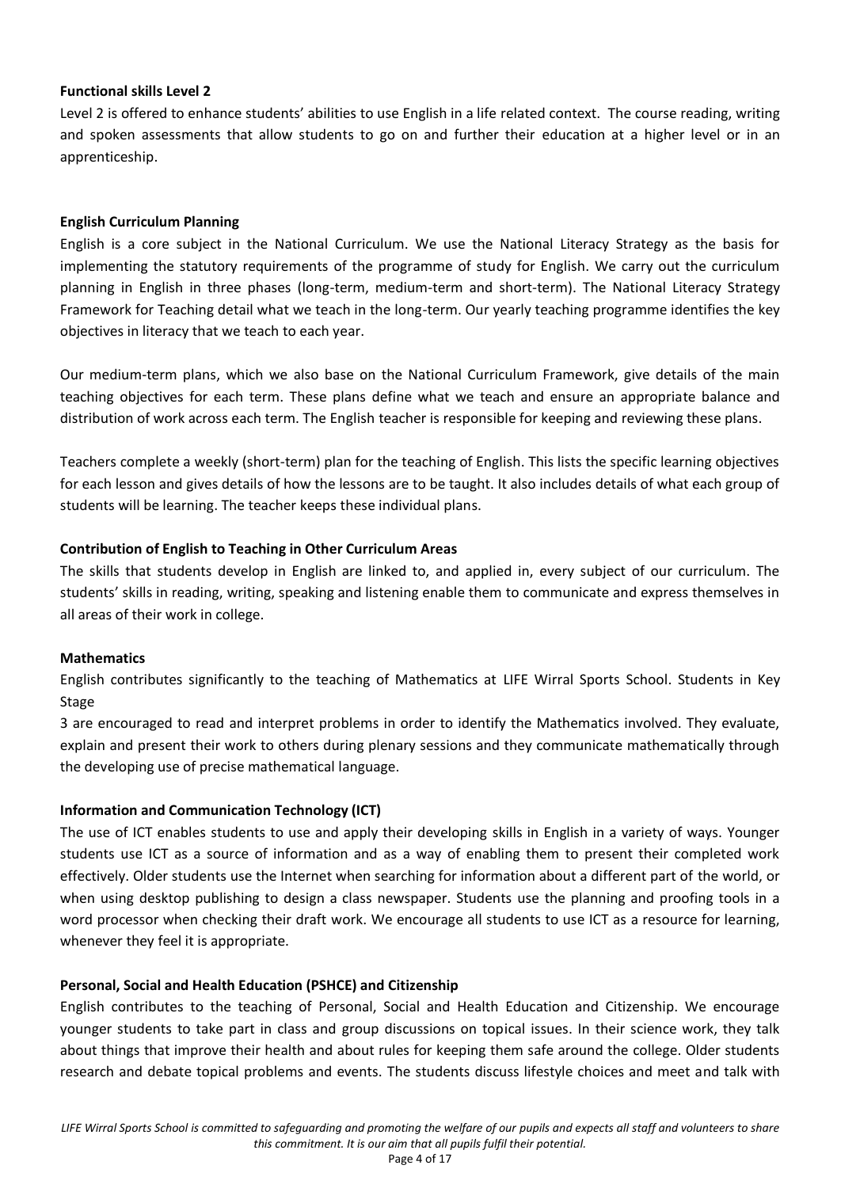**Functional skills Level 2**

Level 2 is offered to enhance students' abilities to use English in a life related context. The course reading, writing and spoken assessments that allow students to go on and further their education at a higher level or in an apprenticeship.

**English Curriculum Planning**

English is a core subject in the National Curriculum. We use the National Literacy Strategy as the basis for implementing the statutory requirements of the programme of study for English. We carry out the curriculum planning in English in three phases (long-term, medium-term and short-term). The National Literacy Strategy Framework for Teaching detail what we teach in the long-term. Our yearly teaching programme identifies the key objectives in literacy that we teach to each year.

Our medium-term plans, which we also base on the National Curriculum Framework, give details of the main teaching objectives for each term. These plans define what we teach and ensure an appropriate balance and distribution of work across each term. The English teacher is responsible for keeping and reviewing these plans.

Teachers complete a weekly (short-term) plan for the teaching of English. This lists the specific learning objectives for each lesson and gives details of how the lessons are to be taught. It also includes details of what each group of students will be learning. The teacher keeps these individual plans.

**Contribution of English to Teaching in Other Curriculum Areas**

The skills that students develop in English are linked to, and applied in, every subject of our curriculum. The students' skills in reading, writing, speaking and listening enable them to communicate and express themselves in all areas of their work in college.

**Mathematics**

English contributes significantly to the teaching of Mathematics at LIFE Wirral Sports School. Students in Key Stage

3 are encouraged to read and interpret problems in order to identify the Mathematics involved. They evaluate, explain and present their work to others during plenary sessions and they communicate mathematically through the developing use of precise mathematical language.

**Information and Communication Technology (ICT)**

The use of ICT enables students to use and apply their developing skills in English in a variety of ways. Younger students use ICT as a source of information and as a way of enabling them to present their completed work effectively. Older students use the Internet when searching for information about a different part of the world, or when using desktop publishing to design a class newspaper. Students use the planning and proofing tools in a word processor when checking their draft work. We encourage all students to use ICT as a resource for learning, whenever they feel it is appropriate.

**Personal, Social and Health Education (PSHCE) and Citizenship**

English contributes to the teaching of Personal, Social and Health Education and Citizenship. We encourage younger students to take part in class and group discussions on topical issues. In their science work, they talk about things that improve their health and about rules for keeping them safe around the college. Older students research and debate topical problems and events. The students discuss lifestyle choices and meet and talk with

*LIFE Wirral Sports School is committed to safeguarding and promoting the welfare of our pupils and expects all staff and volunteers to share this commitment. It is our aim that all pupils fulfil their potential.*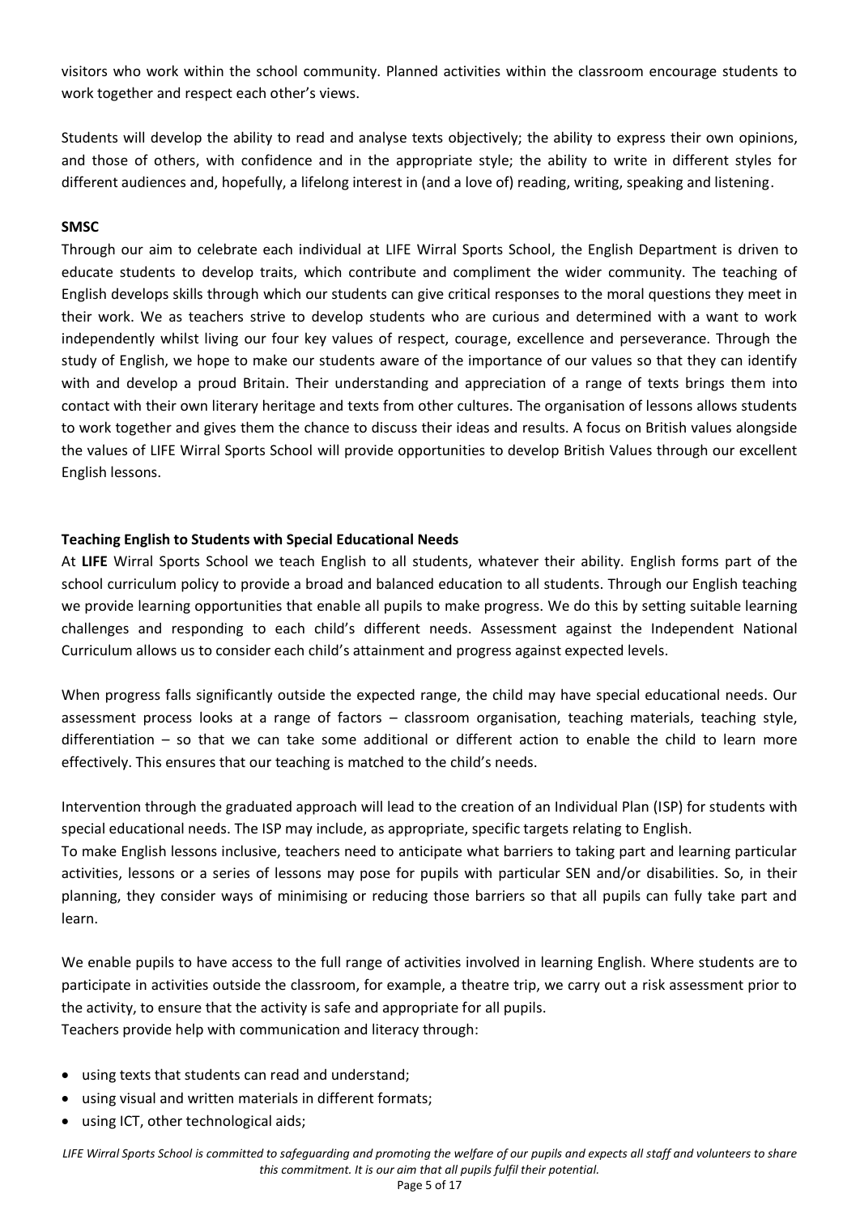visitors who work within the school community. Planned activities within the classroom encourage students to work together and respect each other's views.

Students will develop the ability to read and analyse texts objectively; the ability to express their own opinions, and those of others, with confidence and in the appropriate style; the ability to write in different styles for different audiences and, hopefully, a lifelong interest in (and a love of) reading, writing, speaking and listening.

**SMSC**

Through our aim to celebrate each individual at LIFE Wirral Sports School, the English Department is driven to educate students to develop traits, which contribute and compliment the wider community. The teaching of English develops skills through which our students can give critical responses to the moral questions they meet in their work. We as teachers strive to develop students who are curious and determined with a want to work independently whilst living our four key values of respect, courage, excellence and perseverance. Through the study of English, we hope to make our students aware of the importance of our values so that they can identify with and develop a proud Britain. Their understanding and appreciation of a range of texts brings them into contact with their own literary heritage and texts from other cultures. The organisation of lessons allows students to work together and gives them the chance to discuss their ideas and results. A focus on British values alongside the values of LIFE Wirral Sports School will provide opportunities to develop British Values through our excellent English lessons.

**Teaching English to Students with Special Educational Needs**

At **LIFE** Wirral Sports School we teach English to all students, whatever their ability. English forms part of the school curriculum policy to provide a broad and balanced education to all students. Through our English teaching we provide learning opportunities that enable all pupils to make progress. We do this by setting suitable learning challenges and responding to each child's different needs. Assessment against the Independent National Curriculum allows us to consider each child's attainment and progress against expected levels.

When progress falls significantly outside the expected range, the child may have special educational needs. Our assessment process looks at a range of factors – classroom organisation, teaching materials, teaching style, differentiation – so that we can take some additional or different action to enable the child to learn more effectively. This ensures that our teaching is matched to the child's needs.

Intervention through the graduated approach will lead to the creation of an Individual Plan (ISP) for students with special educational needs. The ISP may include, as appropriate, specific targets relating to English.

To make English lessons inclusive, teachers need to anticipate what barriers to taking part and learning particular activities, lessons or a series of lessons may pose for pupils with particular SEN and/or disabilities. So, in their planning, they consider ways of minimising or reducing those barriers so that all pupils can fully take part and learn.

We enable pupils to have access to the full range of activities involved in learning English. Where students are to participate in activities outside the classroom, for example, a theatre trip, we carry out a risk assessment prior to the activity, to ensure that the activity is safe and appropriate for all pupils.

Teachers provide help with communication and literacy through:

- using texts that students can read and understand;
- using visual and written materials in different formats;
- using ICT, other technological aids;

*LIFE Wirral Sports School is committed to safeguarding and promoting the welfare of our pupils and expects all staff and volunteers to share this commitment. It is our aim that all pupils fulfil their potential.*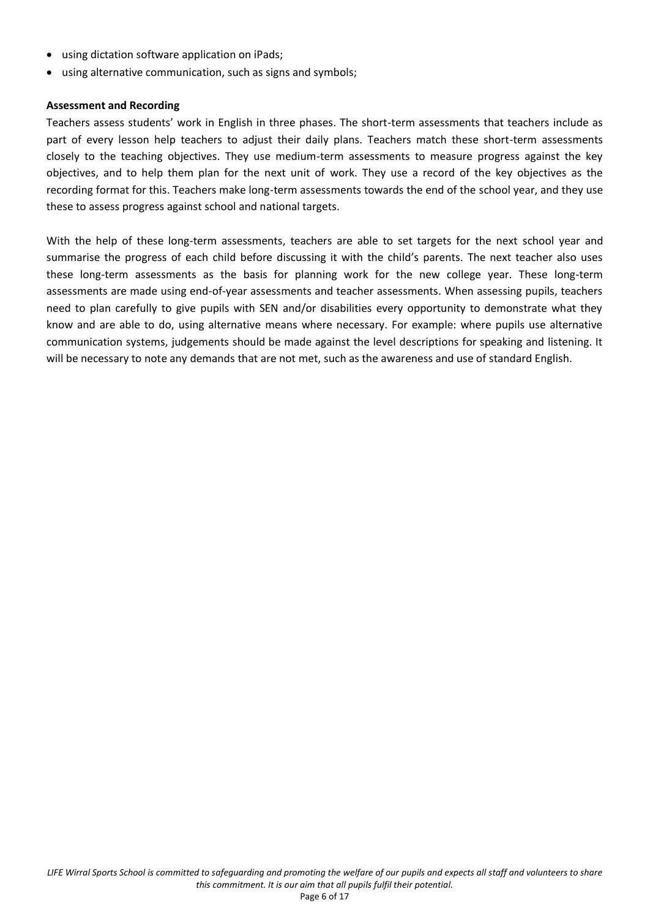- using dictation software application on iPads;
- using alternative communication, such as signs and symbols;

**Assessment and Recording**

Teachers assess students' work in English in three phases. The short-term assessments that teachers include as part of every lesson help teachers to adjust their daily plans. Teachers match these short-term assessments closely to the teaching objectives. They use medium-term assessments to measure progress against the key objectives, and to help them plan for the next unit of work. They use a record of the key objectives as the recording format for this. Teachers make long-term assessments towards the end of the school year, and they use these to assess progress against school and national targets.

With the help of these long-term assessments, teachers are able to set targets for the next school year and summarise the progress of each child before discussing it with the child's parents. The next teacher also uses these long-term assessments as the basis for planning work for the new college year. These long-term assessments are made using end-of-year assessments and teacher assessments. When assessing pupils, teachers need to plan carefully to give pupils with SEN and/or disabilities every opportunity to demonstrate what they know and are able to do, using alternative means where necessary. For example: where pupils use alternative communication systems, judgements should be made against the level descriptions for speaking and listening. It will be necessary to note any demands that are not met, such as the awareness and use of standard English.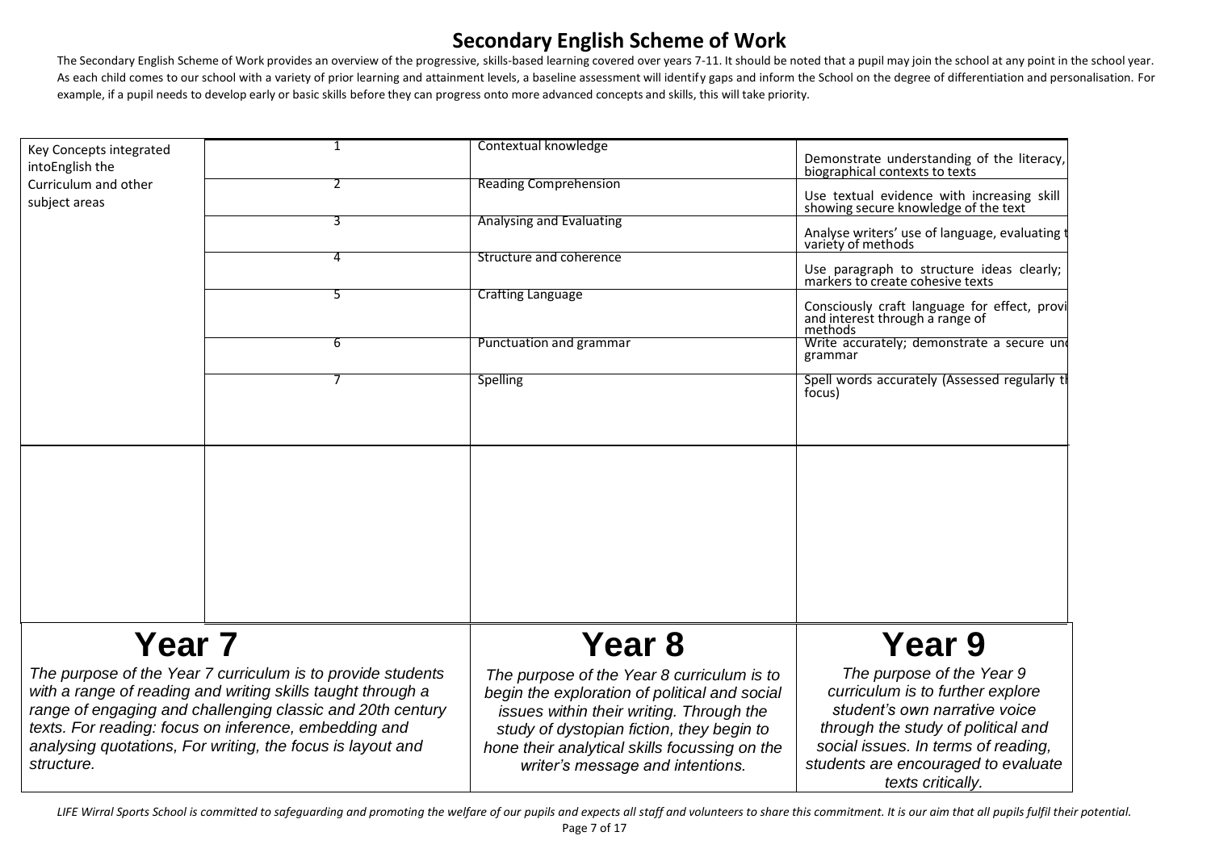# Secondary English Scheme of Work

The Secondary English Scheme of Work provides an overview of the progressive, skills-based learning covered over years 7-11. It should be noted that a pupil may join the school at any point in the school year. As each child comes to our school with a variety of prior learning and attainment levels, a baseline assessment will identify gaps and inform the School on the degree of differentiation and personalisation. For example, if a pupil needs to develop early or basic skills before they can progress onto more advanced concepts and skills, this will take priority.

| Key Concepts integrated intoEnglish the Curriculum and other subject areas | | | |
|---|---|---|---|
| | 1 | Contextual knowledge | Demonstrate understanding of the literacy, biographical contexts to texts |
| | 2 | Reading Comprehension | Use textual evidence with increasing skill showing secure knowledge of the text |
| | 3 | Analysing and Evaluating | Analyse writers' use of language, evaluating t variety of methods |
| | 4 | Structure and coherence | Use paragraph to structure ideas clearly; markers to create cohesive texts |
| | 5 | Crafting Language | Consciously craft language for effect, provi and interest through a range of methods |
| | 6 | Punctuation and grammar | Write accurately; demonstrate a secure und grammar |
| | 7 | Spelling | Spell words accurately (Assessed regularly th focus) |

| Year 7 | Year 8 | Year 9 |
|---|---|---|
| *The purpose of the Year 7 curriculum is to provide students with a range of reading and writing skills taught through a range of engaging and challenging classic and 20th century texts. For reading: focus on inference, embedding and analysing quotations, For writing, the focus is layout and structure.* | *The purpose of the Year 8 curriculum is to begin the exploration of political and social issues within their writing. Through the study of dystopian fiction, they begin to hone their analytical skills focussing on the writer's message and intentions.* | *The purpose of the Year 9 curriculum is to further explore student's own narrative voice through the study of political and social issues. In terms of reading, students are encouraged to evaluate texts critically.* |

*LIFE Wirral Sports School is committed to safeguarding and promoting the welfare of our pupils and expects all staff and volunteers to share this commitment. It is our aim that all pupils fulfil their potential.*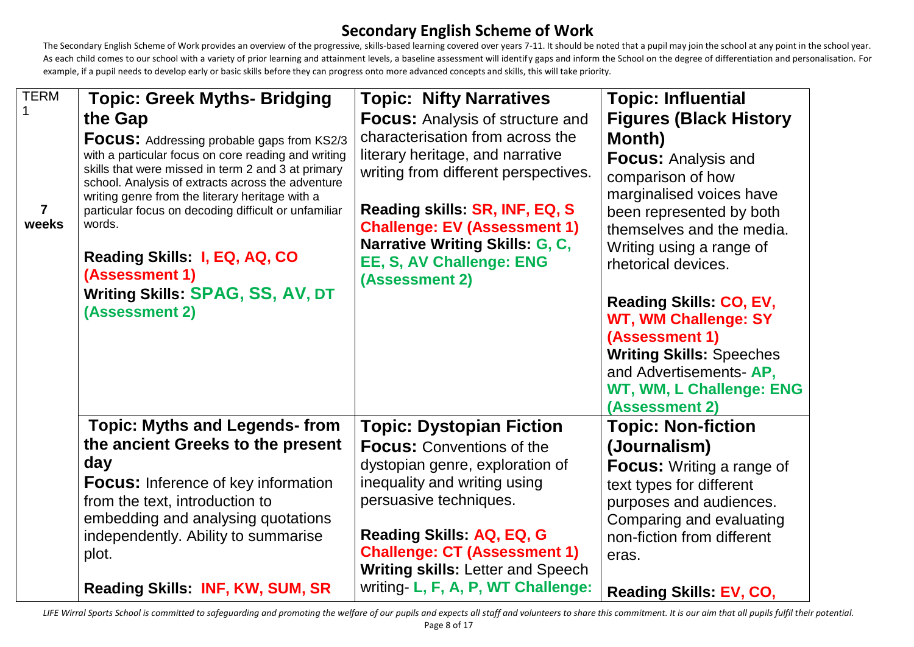## Secondary English Scheme of Work

The Secondary English Scheme of Work provides an overview of the progressive, skills-based learning covered over years 7-11. It should be noted that a pupil may join the school at any point in the school year. As each child comes to our school with a variety of prior learning and attainment levels, a baseline assessment will identify gaps and inform the School on the degree of differentiation and personalisation. For example, if a pupil needs to develop early or basic skills before they can progress onto more advanced concepts and skills, this will take priority.

| TERM 1<br><br>7 weeks | **Topic: Greek Myths- Bridging the Gap**<br>**Focus:** Addressing probable gaps from KS2/3 with a particular focus on core reading and writing skills that were missed in term 2 and 3 at primary school. Analysis of extracts across the adventure writing genre from the literary heritage with a particular focus on decoding difficult or unfamiliar words.<br><br>**Reading Skills: I, EQ, AQ, CO (Assessment 1)**<br>**Writing Skills: SPAG, SS, AV, DT (Assessment 2)** | **Topic: Nifty Narratives**<br>**Focus:** Analysis of structure and characterisation from across the literary heritage, and narrative writing from different perspectives.<br><br>**Reading skills: SR, INF, EQ, S Challenge: EV (Assessment 1)**<br>**Narrative Writing Skills: G, C, EE, S, AV Challenge: ENG (Assessment 2)** | **Topic: Influential Figures (Black History Month)**<br>**Focus:** Analysis and comparison of how marginalised voices have been represented by both themselves and the media. Writing using a range of rhetorical devices.<br><br>**Reading Skills: CO, EV, WT, WM Challenge: SY (Assessment 1)**<br>**Writing Skills:** Speeches and Advertisements- **AP, WT, WM, L Challenge: ENG (Assessment 2)** |
|---|---|---|---|
| | **Topic: Myths and Legends- from the ancient Greeks to the present day**<br>**Focus:** Inference of key information from the text, introduction to embedding and analysing quotations independently. Ability to summarise plot.<br><br>**Reading Skills: INF, KW, SUM, SR** | **Topic: Dystopian Fiction**<br>**Focus:** Conventions of the dystopian genre, exploration of inequality and writing using persuasive techniques.<br><br>**Reading Skills: AQ, EQ, G Challenge: CT (Assessment 1)**<br>**Writing skills:** Letter and Speech writing- **L, F, A, P, WT Challenge:** | **Topic: Non-fiction (Journalism)**<br>**Focus:** Writing a range of text types for different purposes and audiences. Comparing and evaluating non-fiction from different eras.<br><br>**Reading Skills: EV, CO,** |

*LIFE Wirral Sports School is committed to safeguarding and promoting the welfare of our pupils and expects all staff and volunteers to share this commitment. It is our aim that all pupils fulfil their potential.*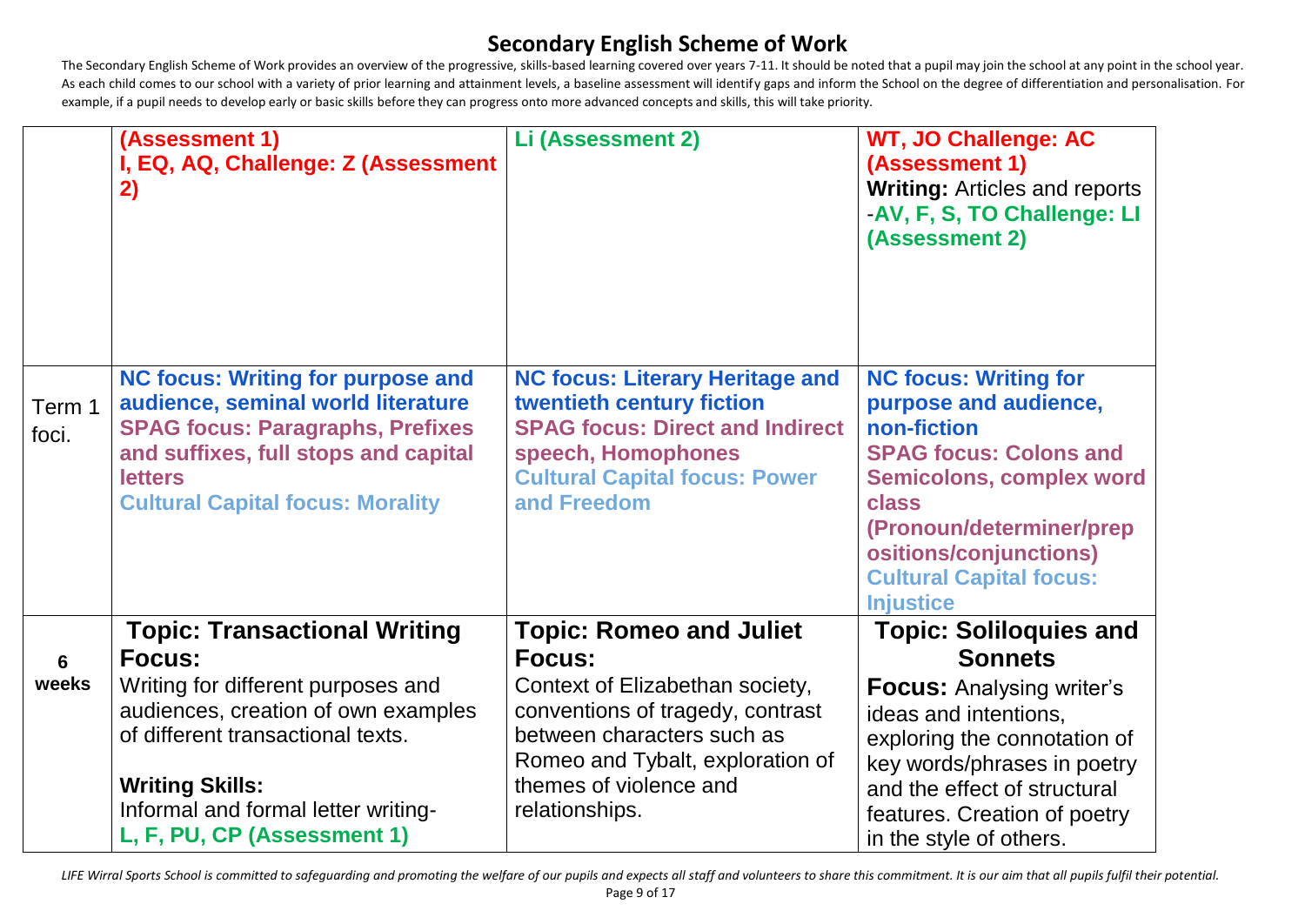# Secondary English Scheme of Work

The Secondary English Scheme of Work provides an overview of the progressive, skills-based learning covered over years 7-11. It should be noted that a pupil may join the school at any point in the school year. As each child comes to our school with a variety of prior learning and attainment levels, a baseline assessment will identify gaps and inform the School on the degree of differentiation and personalisation. For example, if a pupil needs to develop early or basic skills before they can progress onto more advanced concepts and skills, this will take priority.

| | | | |
|---|---|---|---|
| | **(Assessment 1)**<br>**I, EQ, AQ, Challenge: Z (Assessment 2)** | **Li (Assessment 2)** | **WT, JO Challenge: AC (Assessment 1)**<br>**Writing:** Articles and reports -**AV, F, S, TO Challenge: LI (Assessment 2)** |
| Term 1 foci. | **NC focus: Writing for purpose and audience, seminal world literature**<br>**SPAG focus: Paragraphs, Prefixes and suffixes, full stops and capital letters**<br>**Cultural Capital focus: Morality** | **NC focus: Literary Heritage and twentieth century fiction**<br>**SPAG focus: Direct and Indirect speech, Homophones**<br>**Cultural Capital focus: Power and Freedom** | **NC focus: Writing for purpose and audience, non-fiction**<br>**SPAG focus: Colons and Semicolons, complex word class (Pronoun/determiner/prepositions/conjunctions)**<br>**Cultural Capital focus: Injustice** |
| **6 weeks** | **Topic: Transactional Writing**<br>**Focus:**<br>Writing for different purposes and audiences, creation of own examples of different transactional texts.<br><br>**Writing Skills:**<br>Informal and formal letter writing-<br>**L, F, PU, CP (Assessment 1)** | **Topic: Romeo and Juliet**<br>**Focus:**<br>Context of Elizabethan society, conventions of tragedy, contrast between characters such as Romeo and Tybalt, exploration of themes of violence and relationships. | **Topic: Soliloquies and Sonnets**<br>**Focus:** Analysing writer's ideas and intentions, exploring the connotation of key words/phrases in poetry and the effect of structural features. Creation of poetry in the style of others. |

*LIFE Wirral Sports School is committed to safeguarding and promoting the welfare of our pupils and expects all staff and volunteers to share this commitment. It is our aim that all pupils fulfil their potential.*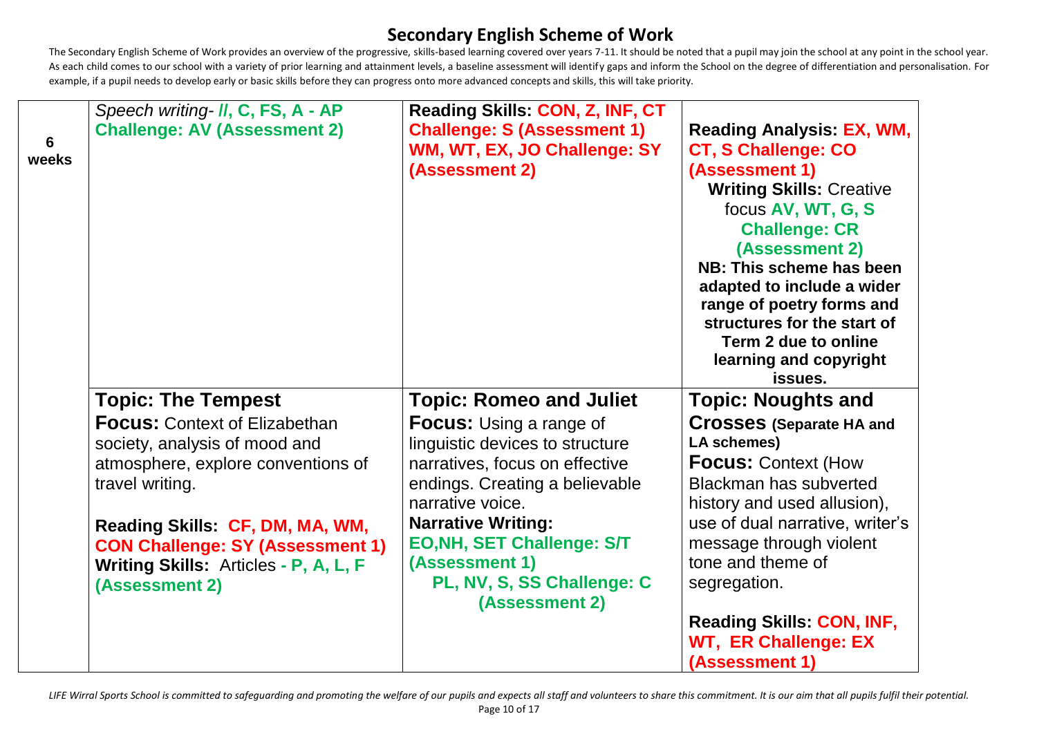## Secondary English Scheme of Work

The Secondary English Scheme of Work provides an overview of the progressive, skills-based learning covered over years 7-11. It should be noted that a pupil may join the school at any point in the school year. As each child comes to our school with a variety of prior learning and attainment levels, a baseline assessment will identify gaps and inform the School on the degree of differentiation and personalisation. For example, if a pupil needs to develop early or basic skills before they can progress onto more advanced concepts and skills, this will take priority.

| | | | |
|---|---|---|---|
| **6 weeks** | *Speech writing-* **//, C, FS, A - AP Challenge: AV (Assessment 2)** | **Reading Skills: CON, Z, INF, CT Challenge: S (Assessment 1)** **WM, WT, EX, JO Challenge: SY (Assessment 2)** | **Reading Analysis: EX, WM, CT, S Challenge: CO (Assessment 1)** **Writing Skills:** Creative focus **AV, WT, G, S Challenge: CR (Assessment 2)** **NB: This scheme has been adapted to include a wider range of poetry forms and structures for the start of Term 2 due to online learning and copyright issues.** |
| | **Topic: The Tempest** **Focus:** Context of Elizabethan society, analysis of mood and atmosphere, explore conventions of travel writing. **Reading Skills: CF, DM, MA, WM, CON Challenge: SY (Assessment 1)** **Writing Skills:** Articles **- P, A, L, F (Assessment 2)** | **Topic: Romeo and Juliet** **Focus:** Using a range of linguistic devices to structure narratives, focus on effective endings. Creating a believable narrative voice. **Narrative Writing: EO,NH, SET Challenge: S/T (Assessment 1)** **PL, NV, S, SS Challenge: C (Assessment 2)** | **Topic: Noughts and Crosses (Separate HA and LA schemes)** **Focus:** Context (How Blackman has subverted history and used allusion), use of dual narrative, writer's message through violent tone and theme of segregation. **Reading Skills: CON, INF, WT, ER Challenge: EX (Assessment 1)** |

*LIFE Wirral Sports School is committed to safeguarding and promoting the welfare of our pupils and expects all staff and volunteers to share this commitment. It is our aim that all pupils fulfil their potential.*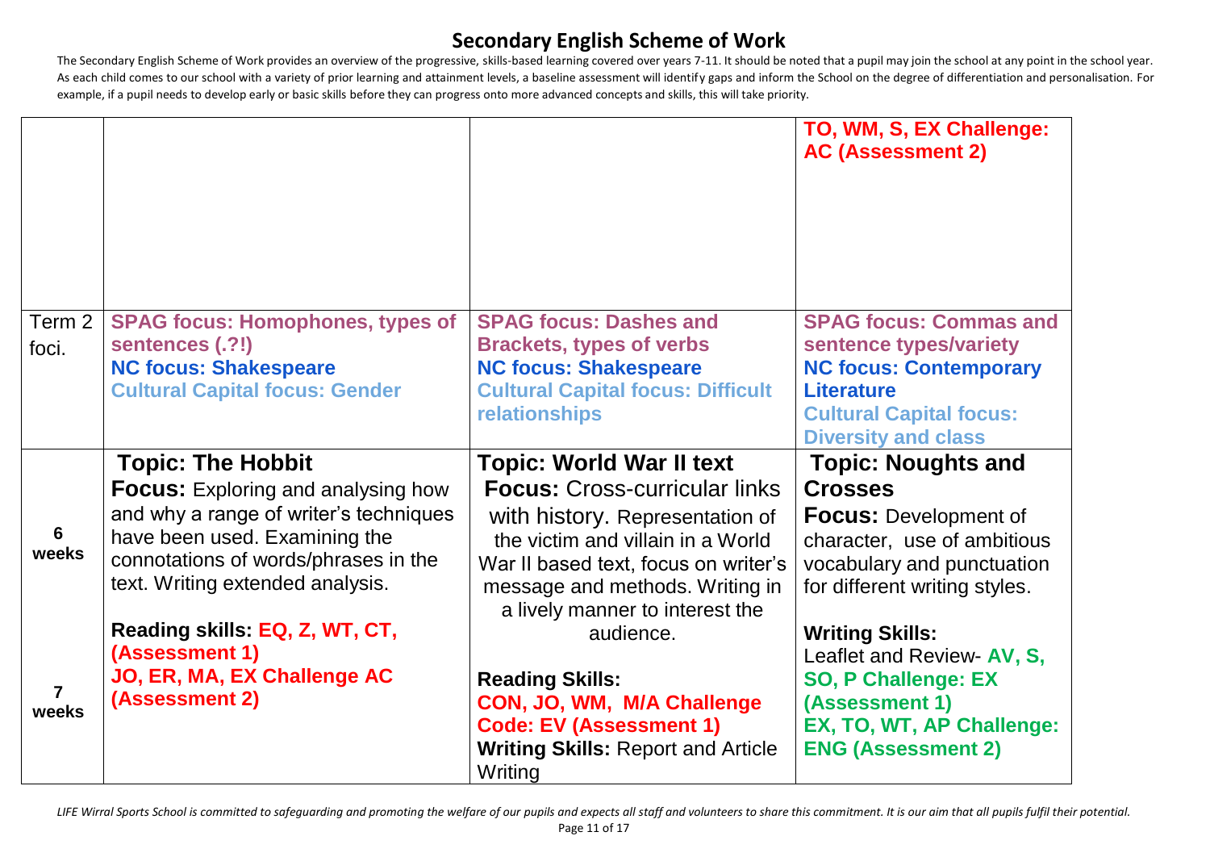# Secondary English Scheme of Work

The Secondary English Scheme of Work provides an overview of the progressive, skills-based learning covered over years 7-11. It should be noted that a pupil may join the school at any point in the school year. As each child comes to our school with a variety of prior learning and attainment levels, a baseline assessment will identify gaps and inform the School on the degree of differentiation and personalisation. For example, if a pupil needs to develop early or basic skills before they can progress onto more advanced concepts and skills, this will take priority.

| | | | |
|---|---|---|---|
| | | | **TO, WM, S, EX Challenge: AC (Assessment 2)** |
| Term 2 foci. | **SPAG focus: Homophones, types of sentences (.?!)**<br>**NC focus: Shakespeare**<br>**Cultural Capital focus: Gender** | **SPAG focus: Dashes and Brackets, types of verbs**<br>**NC focus: Shakespeare**<br>**Cultural Capital focus: Difficult relationships** | **SPAG focus: Commas and sentence types/variety**<br>**NC focus: Contemporary Literature**<br>**Cultural Capital focus: Diversity and class** |
| **6 weeks**<br><br>**7 weeks** | **Topic: The Hobbit**<br>**Focus:** Exploring and analysing how and why a range of writer's techniques have been used. Examining the connotations of words/phrases in the text. Writing extended analysis.<br><br>**Reading skills: EQ, Z, WT, CT, (Assessment 1)**<br>**JO, ER, MA, EX Challenge AC (Assessment 2)** | **Topic: World War II text**<br>**Focus:** Cross-curricular links with history. Representation of the victim and villain in a World War II based text, focus on writer's message and methods. Writing in a lively manner to interest the audience.<br><br>**Reading Skills:**<br>**CON, JO, WM, M/A Challenge Code: EV (Assessment 1)**<br>**Writing Skills:** Report and Article Writing | **Topic: Noughts and Crosses**<br>**Focus:** Development of character, use of ambitious vocabulary and punctuation for different writing styles.<br><br>**Writing Skills:**<br>Leaflet and Review- **AV, S, SO, P Challenge: EX (Assessment 1)**<br>**EX, TO, WT, AP Challenge: ENG (Assessment 2)** |

*LIFE Wirral Sports School is committed to safeguarding and promoting the welfare of our pupils and expects all staff and volunteers to share this commitment. It is our aim that all pupils fulfil their potential.*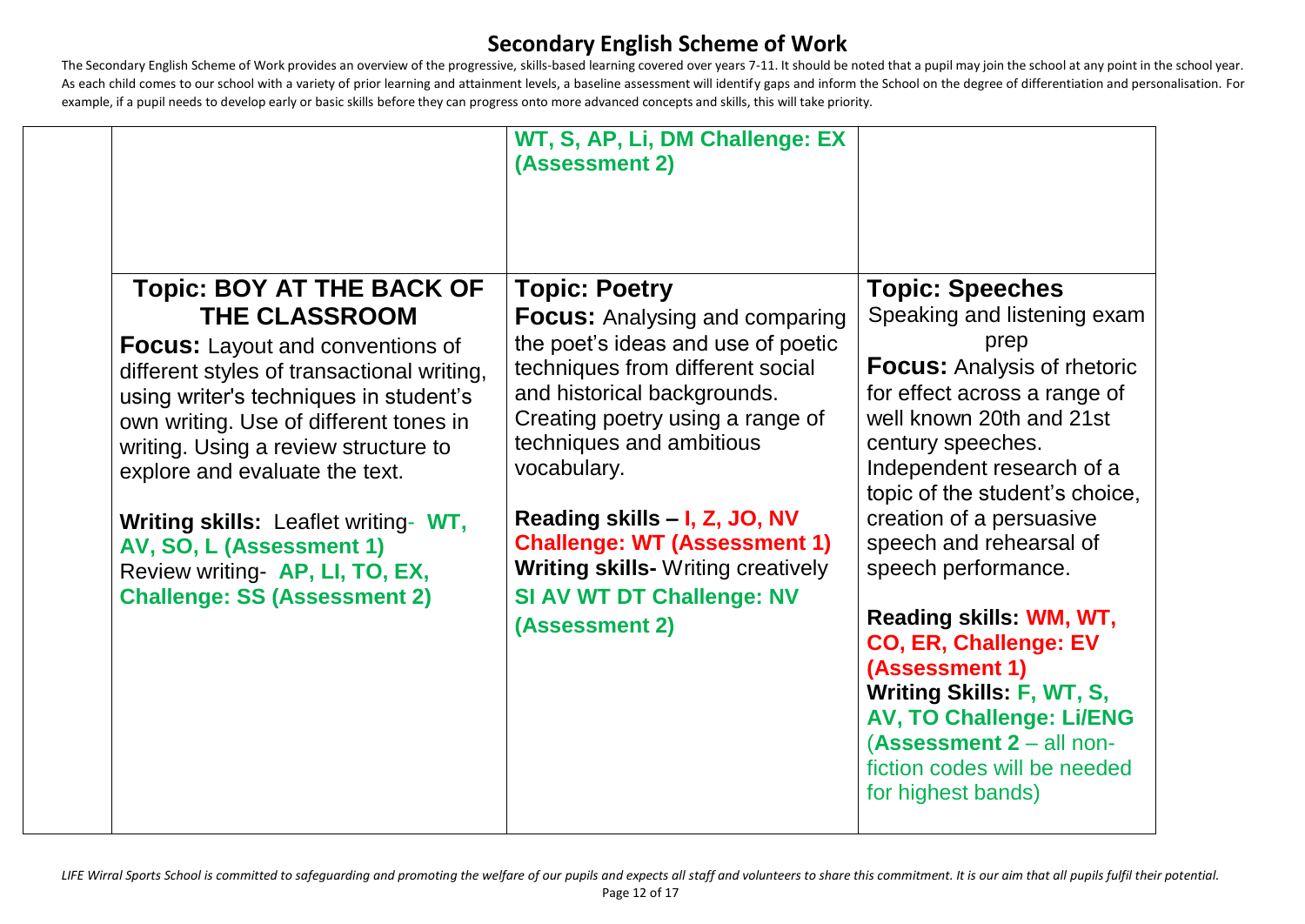# Secondary English Scheme of Work

The Secondary English Scheme of Work provides an overview of the progressive, skills-based learning covered over years 7-11. It should be noted that a pupil may join the school at any point in the school year. As each child comes to our school with a variety of prior learning and attainment levels, a baseline assessment will identify gaps and inform the School on the degree of differentiation and personalisation. For example, if a pupil needs to develop early or basic skills before they can progress onto more advanced concepts and skills, this will take priority.

| | | | |
|---|---|---|---|
| | | **WT, S, AP, Li, DM Challenge: EX (Assessment 2)** | |
| | **Topic: BOY AT THE BACK OF THE CLASSROOM**<br><br>**Focus:** Layout and conventions of different styles of transactional writing, using writer's techniques in student's own writing. Use of different tones in writing. Using a review structure to explore and evaluate the text.<br><br>**Writing skills:** Leaflet writing- **WT, AV, SO, L (Assessment 1)**<br>Review writing- **AP, LI, TO, EX, Challenge: SS (Assessment 2)** | **Topic: Poetry**<br><br>**Focus:** Analysing and comparing the poet's ideas and use of poetic techniques from different social and historical backgrounds. Creating poetry using a range of techniques and ambitious vocabulary.<br><br>**Reading skills – I, Z, JO, NV Challenge: WT (Assessment 1)**<br>**Writing skills-** Writing creatively **SI AV WT DT Challenge: NV (Assessment 2)** | **Topic: Speeches**<br><br>Speaking and listening exam prep<br><br>**Focus:** Analysis of rhetoric for effect across a range of well known 20th and 21st century speeches. Independent research of a topic of the student's choice, creation of a persuasive speech and rehearsal of speech performance.<br><br>**Reading skills: WM, WT, CO, ER, Challenge: EV (Assessment 1)**<br>**Writing Skills: F, WT, S, AV, TO Challenge: Li/ENG** (**Assessment 2** – all non-fiction codes will be needed for highest bands) |

*LIFE Wirral Sports School is committed to safeguarding and promoting the welfare of our pupils and expects all staff and volunteers to share this commitment. It is our aim that all pupils fulfil their potential.*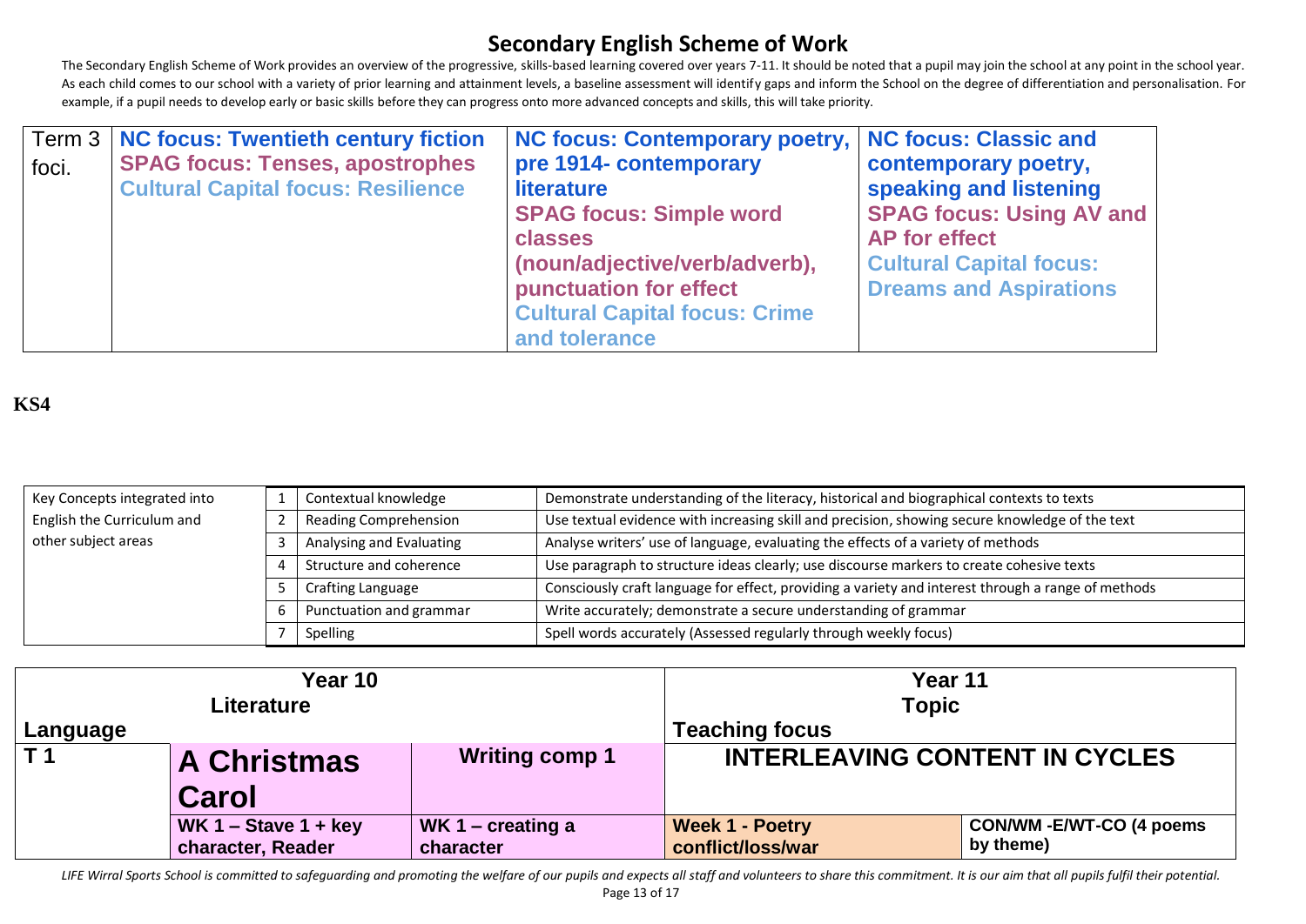# Secondary English Scheme of Work

The Secondary English Scheme of Work provides an overview of the progressive, skills-based learning covered over years 7-11. It should be noted that a pupil may join the school at any point in the school year. As each child comes to our school with a variety of prior learning and attainment levels, a baseline assessment will identify gaps and inform the School on the degree of differentiation and personalisation. For example, if a pupil needs to develop early or basic skills before they can progress onto more advanced concepts and skills, this will take priority.

| Term 3 foci. | NC focus: Twentieth century fiction<br>SPAG focus: Tenses, apostrophes<br>Cultural Capital focus: Resilience | NC focus: Contemporary poetry, pre 1914- contemporary literature<br>SPAG focus: Simple word classes (noun/adjective/verb/adverb), punctuation for effect<br>Cultural Capital focus: Crime and tolerance | NC focus: Classic and contemporary poetry, speaking and listening<br>SPAG focus: Using AV and AP for effect<br>Cultural Capital focus: Dreams and Aspirations |
|---|---|---|---|

**KS4**

| Key Concepts integrated into English the Curriculum and other subject areas | | | |
|---|---|---|---|
| | 1 | Contextual knowledge | Demonstrate understanding of the literacy, historical and biographical contexts to texts |
| | 2 | Reading Comprehension | Use textual evidence with increasing skill and precision, showing secure knowledge of the text |
| | 3 | Analysing and Evaluating | Analyse writers' use of language, evaluating the effects of a variety of methods |
| | 4 | Structure and coherence | Use paragraph to structure ideas clearly; use discourse markers to create cohesive texts |
| | 5 | Crafting Language | Consciously craft language for effect, providing a variety and interest through a range of methods |
| | 6 | Punctuation and grammar | Write accurately; demonstrate a secure understanding of grammar |
| | 7 | Spelling | Spell words accurately (Assessed regularly through weekly focus) |

| Year 10 | | | Year 11 | |
|---|---|---|---|---|
| Language | Literature | | Topic<br>Teaching focus | |
| T 1 | A Christmas Carol | Writing comp 1 | INTERLEAVING CONTENT IN CYCLES | |
| | WK 1 – Stave 1 + key character, Reader | WK 1 – creating a character | Week 1 - Poetry conflict/loss/war | CON/WM -E/WT-CO (4 poems by theme) |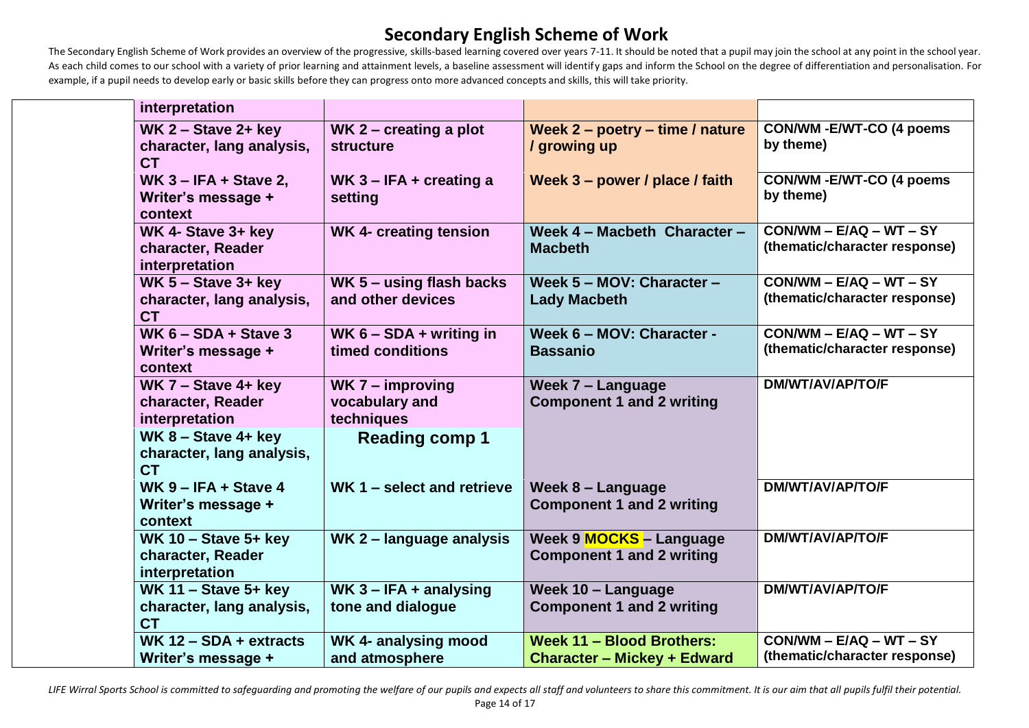# Secondary English Scheme of Work

The Secondary English Scheme of Work provides an overview of the progressive, skills-based learning covered over years 7-11. It should be noted that a pupil may join the school at any point in the school year. As each child comes to our school with a variety of prior learning and attainment levels, a baseline assessment will identify gaps and inform the School on the degree of differentiation and personalisation. For example, if a pupil needs to develop early or basic skills before they can progress onto more advanced concepts and skills, this will take priority.

| | | | | |
|---|---|---|---|---|
| | **interpretation** | | | |
| | **WK 2 – Stave 2+ key character, lang analysis, CT** | **WK 2 – creating a plot structure** | **Week 2 – poetry – time / nature / growing up** | **CON/WM -E/WT-CO (4 poems by theme)** |
| | **WK 3 – IFA + Stave 2, Writer's message + context** | **WK 3 – IFA + creating a setting** | **Week 3 – power / place / faith** | **CON/WM -E/WT-CO (4 poems by theme)** |
| | **WK 4- Stave 3+ key character, Reader interpretation** | **WK 4- creating tension** | **Week 4 – Macbeth Character – Macbeth** | **CON/WM – E/AQ – WT – SY (thematic/character response)** |
| | **WK 5 – Stave 3+ key character, lang analysis, CT** | **WK 5 – using flash backs and other devices** | **Week 5 – MOV: Character – Lady Macbeth** | **CON/WM – E/AQ – WT – SY (thematic/character response)** |
| | **WK 6 – SDA + Stave 3 Writer's message + context** | **WK 6 – SDA + writing in timed conditions** | **Week 6 – MOV: Character - Bassanio** | **CON/WM – E/AQ – WT – SY (thematic/character response)** |
| | **WK 7 – Stave 4+ key character, Reader interpretation** | **WK 7 – improving vocabulary and techniques** | **Week 7 – Language Component 1 and 2 writing** | **DM/WT/AV/AP/TO/F** |
| | **WK 8 – Stave 4+ key character, lang analysis, CT** | **Reading comp 1** | | |
| | **WK 9 – IFA + Stave 4 Writer's message + context** | **WK 1 – select and retrieve** | **Week 8 – Language Component 1 and 2 writing** | **DM/WT/AV/AP/TO/F** |
| | **WK 10 – Stave 5+ key character, Reader interpretation** | **WK 2 – language analysis** | **Week 9 MOCKS – Language Component 1 and 2 writing** | **DM/WT/AV/AP/TO/F** |
| | **WK 11 – Stave 5+ key character, lang analysis, CT** | **WK 3 – IFA + analysing tone and dialogue** | **Week 10 – Language Component 1 and 2 writing** | **DM/WT/AV/AP/TO/F** |
| | **WK 12 – SDA + extracts Writer's message +** | **WK 4- analysing mood and atmosphere** | **Week 11 – Blood Brothers: Character – Mickey + Edward** | **CON/WM – E/AQ – WT – SY (thematic/character response)** |

*LIFE Wirral Sports School is committed to safeguarding and promoting the welfare of our pupils and expects all staff and volunteers to share this commitment. It is our aim that all pupils fulfil their potential.*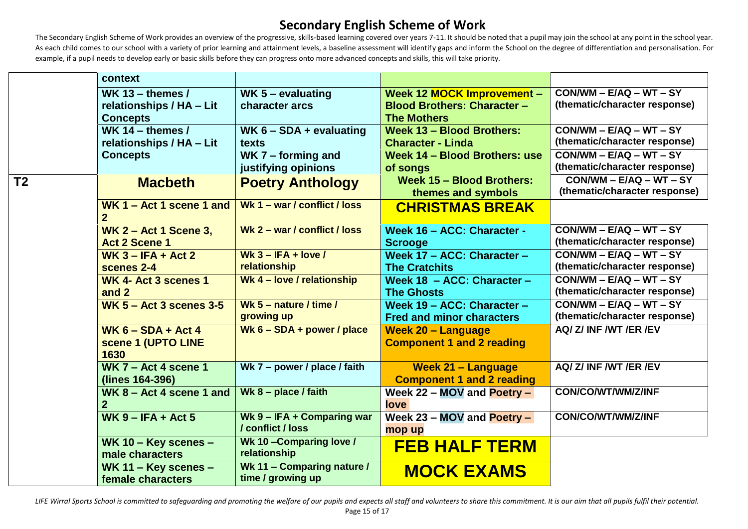# Secondary English Scheme of Work

The Secondary English Scheme of Work provides an overview of the progressive, skills-based learning covered over years 7-11. It should be noted that a pupil may join the school at any point in the school year. As each child comes to our school with a variety of prior learning and attainment levels, a baseline assessment will identify gaps and inform the School on the degree of differentiation and personalisation. For example, if a pupil needs to develop early or basic skills before they can progress onto more advanced concepts and skills, this will take priority.

| | | | | |
|---|---|---|---|---|
| | **context** | | | |
| | **WK 13 – themes / relationships / HA – Lit Concepts** | **WK 5 – evaluating character arcs** | **Week 12 MOCK Improvement – Blood Brothers: Character – The Mothers** | **CON/WM – E/AQ – WT – SY (thematic/character response)** |
| | **WK 14 – themes / relationships / HA – Lit Concepts** | **WK 6 – SDA + evaluating texts** | **Week 13 – Blood Brothers: Character - Linda** | **CON/WM – E/AQ – WT – SY (thematic/character response)** |
| | | **WK 7 – forming and justifying opinions** | **Week 14 – Blood Brothers: use of songs** | **CON/WM – E/AQ – WT – SY (thematic/character response)** |
| **T2** | **Macbeth** | **Poetry Anthology** | **Week 15 – Blood Brothers: themes and symbols** | **CON/WM – E/AQ – WT – SY (thematic/character response)** |
| | **WK 1 – Act 1 scene 1 and 2** | **Wk 1 – war / conflict / loss** | **CHRISTMAS BREAK** | |
| | **WK 2 – Act 1 Scene 3, Act 2 Scene 1** | **Wk 2 – war / conflict / loss** | **Week 16 – ACC: Character - Scrooge** | **CON/WM – E/AQ – WT – SY (thematic/character response)** |
| | **WK 3 – IFA + Act 2 scenes 2-4** | **Wk 3 – IFA + love / relationship** | **Week 17 – ACC: Character – The Cratchits** | **CON/WM – E/AQ – WT – SY (thematic/character response)** |
| | **WK 4- Act 3 scenes 1 and 2** | **Wk 4 – love / relationship** | **Week 18 – ACC: Character – The Ghosts** | **CON/WM – E/AQ – WT – SY (thematic/character response)** |
| | **WK 5 – Act 3 scenes 3-5** | **Wk 5 – nature / time / growing up** | **Week 19 – ACC: Character – Fred and minor characters** | **CON/WM – E/AQ – WT – SY (thematic/character response)** |
| | **WK 6 – SDA + Act 4 scene 1 (UPTO LINE 1630** | **Wk 6 – SDA + power / place** | **Week 20 – Language Component 1 and 2 reading** | **AQ/ Z/ INF /WT /ER /EV** |
| | **WK 7 – Act 4 scene 1 (lines 164-396)** | **Wk 7 – power / place / faith** | **Week 21 – Language Component 1 and 2 reading** | **AQ/ Z/ INF /WT /ER /EV** |
| | **WK 8 – Act 4 scene 1 and 2** | **Wk 8 – place / faith** | **Week 22 – MOV and Poetry – love** | **CON/CO/WT/WM/Z/INF** |
| | **WK 9 – IFA + Act 5** | **Wk 9 – IFA + Comparing war / conflict / loss** | **Week 23 – MOV and Poetry – mop up** | **CON/CO/WT/WM/Z/INF** |
| | **WK 10 – Key scenes – male characters** | **Wk 10 –Comparing love / relationship** | **FEB HALF TERM** | |
| | **WK 11 – Key scenes – female characters** | **Wk 11 – Comparing nature / time / growing up** | **MOCK EXAMS** | |

*LIFE Wirral Sports School is committed to safeguarding and promoting the welfare of our pupils and expects all staff and volunteers to share this commitment. It is our aim that all pupils fulfil their potential.*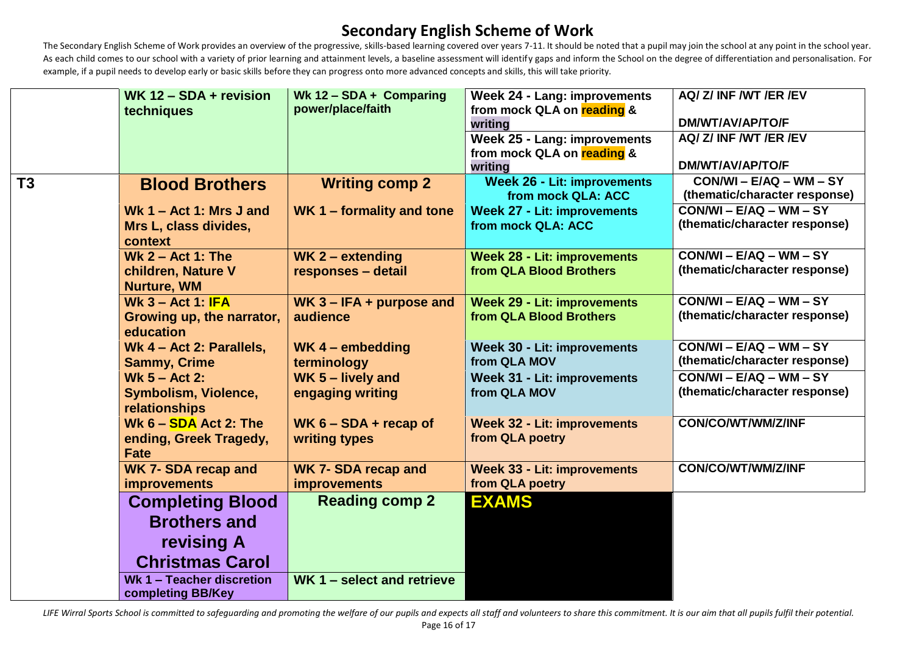# Secondary English Scheme of Work

The Secondary English Scheme of Work provides an overview of the progressive, skills-based learning covered over years 7-11. It should be noted that a pupil may join the school at any point in the school year. As each child comes to our school with a variety of prior learning and attainment levels, a baseline assessment will identify gaps and inform the School on the degree of differentiation and personalisation. For example, if a pupil needs to develop early or basic skills before they can progress onto more advanced concepts and skills, this will take priority.

| | | | | |
|---|---|---|---|---|
| | **WK 12 – SDA + revision techniques** | **Wk 12 – SDA + Comparing power/place/faith** | **Week 24 - Lang: improvements from mock QLA on reading & writing** | **AQ/ Z/ INF /WT /ER /EV**<br><br>**DM/WT/AV/AP/TO/F** |
| | | | **Week 25 - Lang: improvements from mock QLA on reading & writing** | **AQ/ Z/ INF /WT /ER /EV**<br><br>**DM/WT/AV/AP/TO/F** |
| **T3** | **Blood Brothers** | **Writing comp 2** | **Week 26 - Lit: improvements from mock QLA: ACC** | **CON/WI – E/AQ – WM – SY (thematic/character response)** |
| | **Wk 1 – Act 1: Mrs J and Mrs L, class divides, context** | **WK 1 – formality and tone** | **Week 27 - Lit: improvements from mock QLA: ACC** | **CON/WI – E/AQ – WM – SY (thematic/character response)** |
| | **Wk 2 – Act 1: The children, Nature V Nurture, WM** | **WK 2 – extending responses – detail** | **Week 28 - Lit: improvements from QLA Blood Brothers** | **CON/WI – E/AQ – WM – SY (thematic/character response)** |
| | **Wk 3 – Act 1: IFA Growing up, the narrator, education** | **WK 3 – IFA + purpose and audience** | **Week 29 - Lit: improvements from QLA Blood Brothers** | **CON/WI – E/AQ – WM – SY (thematic/character response)** |
| | **Wk 4 – Act 2: Parallels, Sammy, Crime** | **WK 4 – embedding terminology** | **Week 30 - Lit: improvements from QLA MOV** | **CON/WI – E/AQ – WM – SY (thematic/character response)** |
| | **Wk 5 – Act 2: Symbolism, Violence, relationships** | **WK 5 – lively and engaging writing** | **Week 31 - Lit: improvements from QLA MOV** | **CON/WI – E/AQ – WM – SY (thematic/character response)** |
| | **Wk 6 – SDA Act 2: The ending, Greek Tragedy, Fate** | **WK 6 – SDA + recap of writing types** | **Week 32 - Lit: improvements from QLA poetry** | **CON/CO/WT/WM/Z/INF** |
| | **WK 7- SDA recap and improvements** | **WK 7- SDA recap and improvements** | **Week 33 - Lit: improvements from QLA poetry** | **CON/CO/WT/WM/Z/INF** |
| | **Completing Blood Brothers and revising A Christmas Carol** | **Reading comp 2** | **EXAMS** | |
| | **Wk 1 – Teacher discretion completing BB/Key** | **WK 1 – select and retrieve** | | |

*LIFE Wirral Sports School is committed to safeguarding and promoting the welfare of our pupils and expects all staff and volunteers to share this commitment. It is our aim that all pupils fulfil their potential.*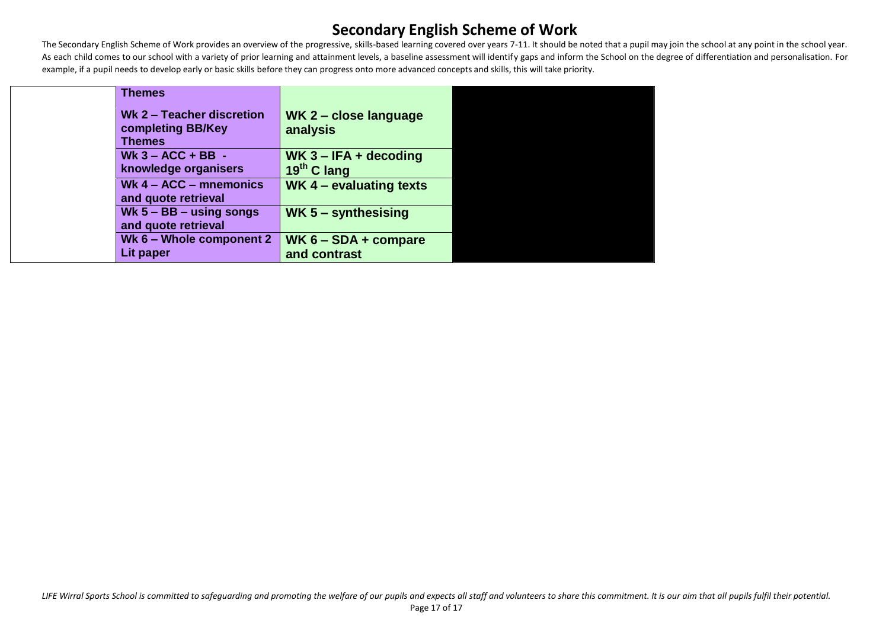# Secondary English Scheme of Work

The Secondary English Scheme of Work provides an overview of the progressive, skills-based learning covered over years 7-11. It should be noted that a pupil may join the school at any point in the school year. As each child comes to our school with a variety of prior learning and attainment levels, a baseline assessment will identify gaps and inform the School on the degree of differentiation and personalisation. For example, if a pupil needs to develop early or basic skills before they can progress onto more advanced concepts and skills, this will take priority.

| | | | |
|---|---|---|---|
| | **Themes** | | |
| | **Wk 2 – Teacher discretion completing BB/Key Themes** | **WK 2 – close language analysis** | |
| | **Wk 3 – ACC + BB - knowledge organisers** | **WK 3 – IFA + decoding 19th C lang** | |
| | **Wk 4 – ACC – mnemonics and quote retrieval** | **WK 4 – evaluating texts** | |
| | **Wk 5 – BB – using songs and quote retrieval** | **WK 5 – synthesising** | |
| | **Wk 6 – Whole component 2 Lit paper** | **WK 6 – SDA + compare and contrast** | |

*LIFE Wirral Sports School is committed to safeguarding and promoting the welfare of our pupils and expects all staff and volunteers to share this commitment. It is our aim that all pupils fulfil their potential.*